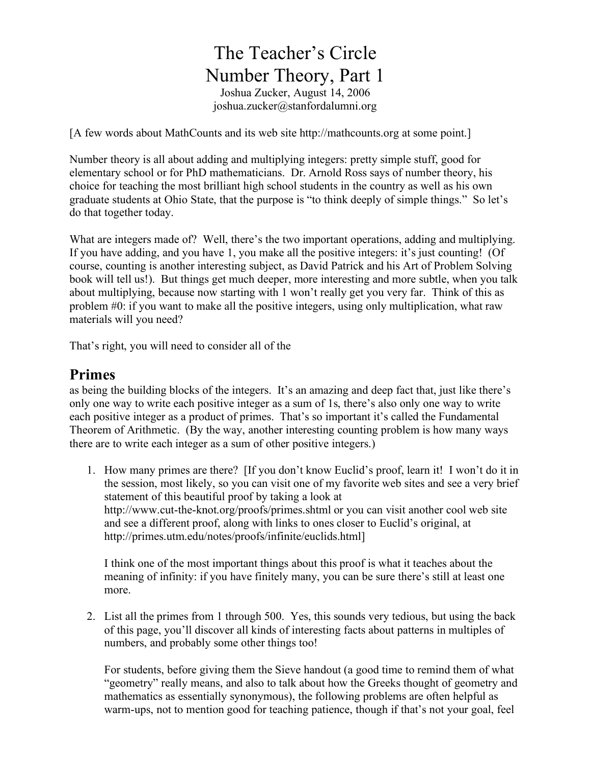# The Teacher's Circle
# Number Theory, Part 1

Joshua Zucker, August 14, 2006
joshua.zucker@stanfordalumni.org

[A few words about MathCounts and its web site http://mathcounts.org at some point.]

Number theory is all about adding and multiplying integers: pretty simple stuff, good for elementary school or for PhD mathematicians. Dr. Arnold Ross says of number theory, his choice for teaching the most brilliant high school students in the country as well as his own graduate students at Ohio State, that the purpose is "to think deeply of simple things." So let's do that together today.

What are integers made of? Well, there's the two important operations, adding and multiplying. If you have adding, and you have 1, you make all the positive integers: it's just counting! (Of course, counting is another interesting subject, as David Patrick and his Art of Problem Solving book will tell us!). But things get much deeper, more interesting and more subtle, when you talk about multiplying, because now starting with 1 won't really get you very far. Think of this as problem #0: if you want to make all the positive integers, using only multiplication, what raw materials will you need?

That's right, you will need to consider all of the

## Primes

as being the building blocks of the integers. It's an amazing and deep fact that, just like there's only one way to write each positive integer as a sum of 1s, there's also only one way to write each positive integer as a product of primes. That's so important it's called the Fundamental Theorem of Arithmetic. (By the way, another interesting counting problem is how many ways there are to write each integer as a sum of other positive integers.)

1. How many primes are there? [If you don't know Euclid's proof, learn it! I won't do it in the session, most likely, so you can visit one of my favorite web sites and see a very brief statement of this beautiful proof by taking a look at http://www.cut-the-knot.org/proofs/primes.shtml or you can visit another cool web site and see a different proof, along with links to ones closer to Euclid's original, at http://primes.utm.edu/notes/proofs/infinite/euclids.html]

   I think one of the most important things about this proof is what it teaches about the meaning of infinity: if you have finitely many, you can be sure there's still at least one more.

2. List all the primes from 1 through 500. Yes, this sounds very tedious, but using the back of this page, you'll discover all kinds of interesting facts about patterns in multiples of numbers, and probably some other things too!

   For students, before giving them the Sieve handout (a good time to remind them of what "geometry" really means, and also to talk about how the Greeks thought of geometry and mathematics as essentially synonymous), the following problems are often helpful as warm-ups, not to mention good for teaching patience, though if that's not your goal, feel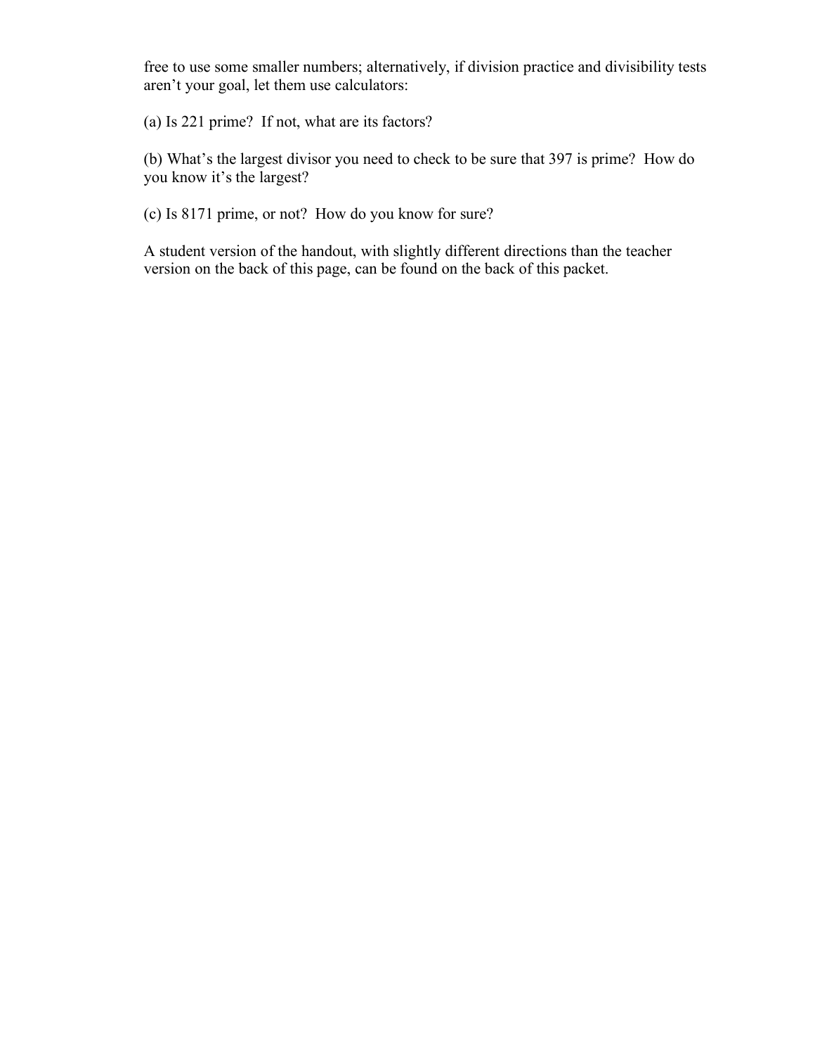free to use some smaller numbers; alternatively, if division practice and divisibility tests aren't your goal, let them use calculators:

(a) Is 221 prime? If not, what are its factors?

(b) What's the largest divisor you need to check to be sure that 397 is prime? How do you know it's the largest?

(c) Is 8171 prime, or not? How do you know for sure?

A student version of the handout, with slightly different directions than the teacher version on the back of this page, can be found on the back of this packet.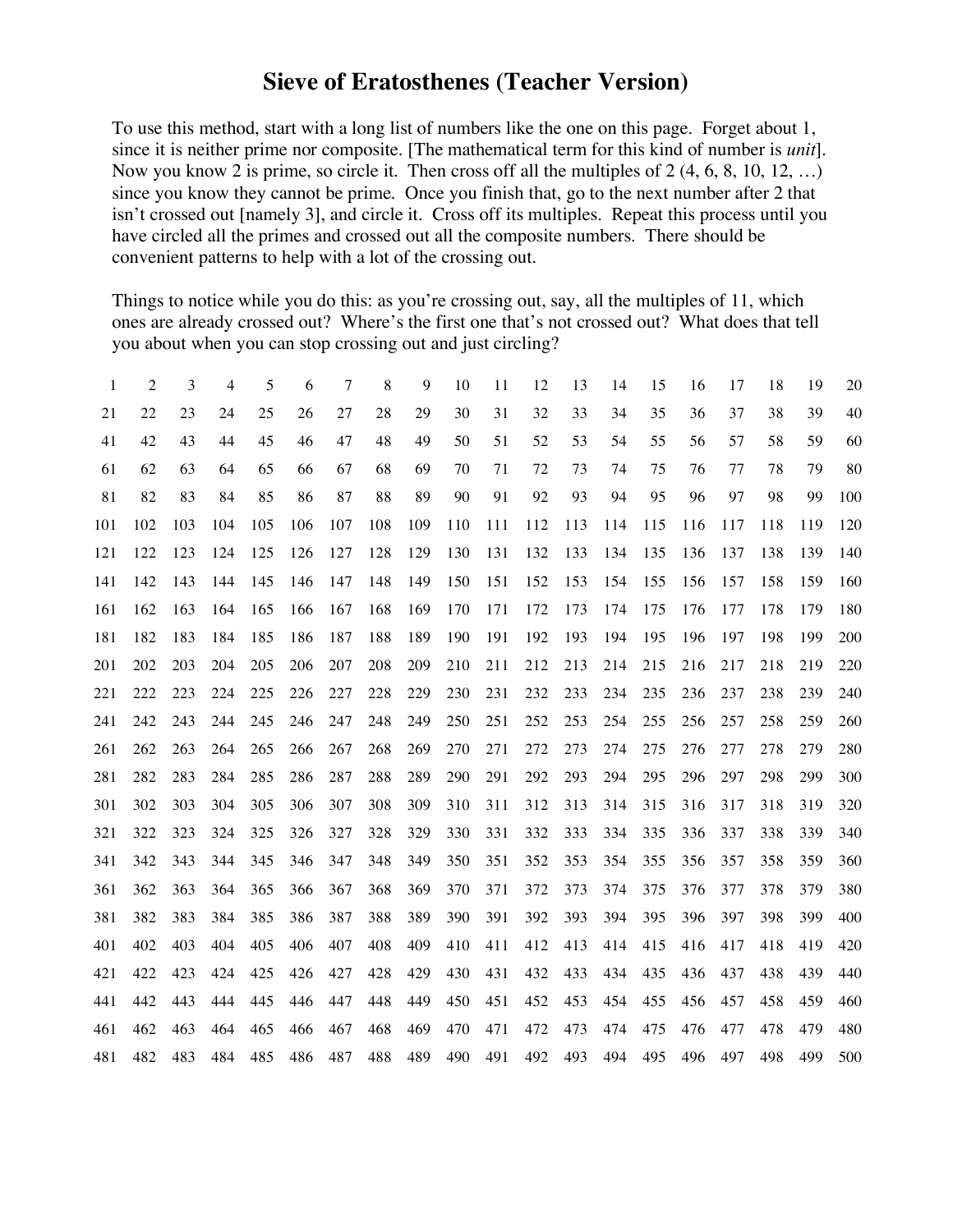# Sieve of Eratosthenes (Teacher Version)

To use this method, start with a long list of numbers like the one on this page. Forget about 1, since it is neither prime nor composite. [The mathematical term for this kind of number is *unit*]. Now you know 2 is prime, so circle it. Then cross off all the multiples of 2 (4, 6, 8, 10, 12, …) since you know they cannot be prime. Once you finish that, go to the next number after 2 that isn't crossed out [namely 3], and circle it. Cross off its multiples. Repeat this process until you have circled all the primes and crossed out all the composite numbers. There should be convenient patterns to help with a lot of the crossing out.

Things to notice while you do this: as you're crossing out, say, all the multiples of 11, which ones are already crossed out? Where's the first one that's not crossed out? What does that tell you about when you can stop crossing out and just circling?

| | | | | | | | | | | | | | | | | | | | |
|---|---|---|---|---|---|---|---|---|---|---|---|---|---|---|---|---|---|---|---|
| 1 | 2 | 3 | 4 | 5 | 6 | 7 | 8 | 9 | 10 | 11 | 12 | 13 | 14 | 15 | 16 | 17 | 18 | 19 | 20 |
| 21 | 22 | 23 | 24 | 25 | 26 | 27 | 28 | 29 | 30 | 31 | 32 | 33 | 34 | 35 | 36 | 37 | 38 | 39 | 40 |
| 41 | 42 | 43 | 44 | 45 | 46 | 47 | 48 | 49 | 50 | 51 | 52 | 53 | 54 | 55 | 56 | 57 | 58 | 59 | 60 |
| 61 | 62 | 63 | 64 | 65 | 66 | 67 | 68 | 69 | 70 | 71 | 72 | 73 | 74 | 75 | 76 | 77 | 78 | 79 | 80 |
| 81 | 82 | 83 | 84 | 85 | 86 | 87 | 88 | 89 | 90 | 91 | 92 | 93 | 94 | 95 | 96 | 97 | 98 | 99 | 100 |
| 101 | 102 | 103 | 104 | 105 | 106 | 107 | 108 | 109 | 110 | 111 | 112 | 113 | 114 | 115 | 116 | 117 | 118 | 119 | 120 |
| 121 | 122 | 123 | 124 | 125 | 126 | 127 | 128 | 129 | 130 | 131 | 132 | 133 | 134 | 135 | 136 | 137 | 138 | 139 | 140 |
| 141 | 142 | 143 | 144 | 145 | 146 | 147 | 148 | 149 | 150 | 151 | 152 | 153 | 154 | 155 | 156 | 157 | 158 | 159 | 160 |
| 161 | 162 | 163 | 164 | 165 | 166 | 167 | 168 | 169 | 170 | 171 | 172 | 173 | 174 | 175 | 176 | 177 | 178 | 179 | 180 |
| 181 | 182 | 183 | 184 | 185 | 186 | 187 | 188 | 189 | 190 | 191 | 192 | 193 | 194 | 195 | 196 | 197 | 198 | 199 | 200 |
| 201 | 202 | 203 | 204 | 205 | 206 | 207 | 208 | 209 | 210 | 211 | 212 | 213 | 214 | 215 | 216 | 217 | 218 | 219 | 220 |
| 221 | 222 | 223 | 224 | 225 | 226 | 227 | 228 | 229 | 230 | 231 | 232 | 233 | 234 | 235 | 236 | 237 | 238 | 239 | 240 |
| 241 | 242 | 243 | 244 | 245 | 246 | 247 | 248 | 249 | 250 | 251 | 252 | 253 | 254 | 255 | 256 | 257 | 258 | 259 | 260 |
| 261 | 262 | 263 | 264 | 265 | 266 | 267 | 268 | 269 | 270 | 271 | 272 | 273 | 274 | 275 | 276 | 277 | 278 | 279 | 280 |
| 281 | 282 | 283 | 284 | 285 | 286 | 287 | 288 | 289 | 290 | 291 | 292 | 293 | 294 | 295 | 296 | 297 | 298 | 299 | 300 |
| 301 | 302 | 303 | 304 | 305 | 306 | 307 | 308 | 309 | 310 | 311 | 312 | 313 | 314 | 315 | 316 | 317 | 318 | 319 | 320 |
| 321 | 322 | 323 | 324 | 325 | 326 | 327 | 328 | 329 | 330 | 331 | 332 | 333 | 334 | 335 | 336 | 337 | 338 | 339 | 340 |
| 341 | 342 | 343 | 344 | 345 | 346 | 347 | 348 | 349 | 350 | 351 | 352 | 353 | 354 | 355 | 356 | 357 | 358 | 359 | 360 |
| 361 | 362 | 363 | 364 | 365 | 366 | 367 | 368 | 369 | 370 | 371 | 372 | 373 | 374 | 375 | 376 | 377 | 378 | 379 | 380 |
| 381 | 382 | 383 | 384 | 385 | 386 | 387 | 388 | 389 | 390 | 391 | 392 | 393 | 394 | 395 | 396 | 397 | 398 | 399 | 400 |
| 401 | 402 | 403 | 404 | 405 | 406 | 407 | 408 | 409 | 410 | 411 | 412 | 413 | 414 | 415 | 416 | 417 | 418 | 419 | 420 |
| 421 | 422 | 423 | 424 | 425 | 426 | 427 | 428 | 429 | 430 | 431 | 432 | 433 | 434 | 435 | 436 | 437 | 438 | 439 | 440 |
| 441 | 442 | 443 | 444 | 445 | 446 | 447 | 448 | 449 | 450 | 451 | 452 | 453 | 454 | 455 | 456 | 457 | 458 | 459 | 460 |
| 461 | 462 | 463 | 464 | 465 | 466 | 467 | 468 | 469 | 470 | 471 | 472 | 473 | 474 | 475 | 476 | 477 | 478 | 479 | 480 |
| 481 | 482 | 483 | 484 | 485 | 486 | 487 | 488 | 489 | 490 | 491 | 492 | 493 | 494 | 495 | 496 | 497 | 498 | 499 | 500 |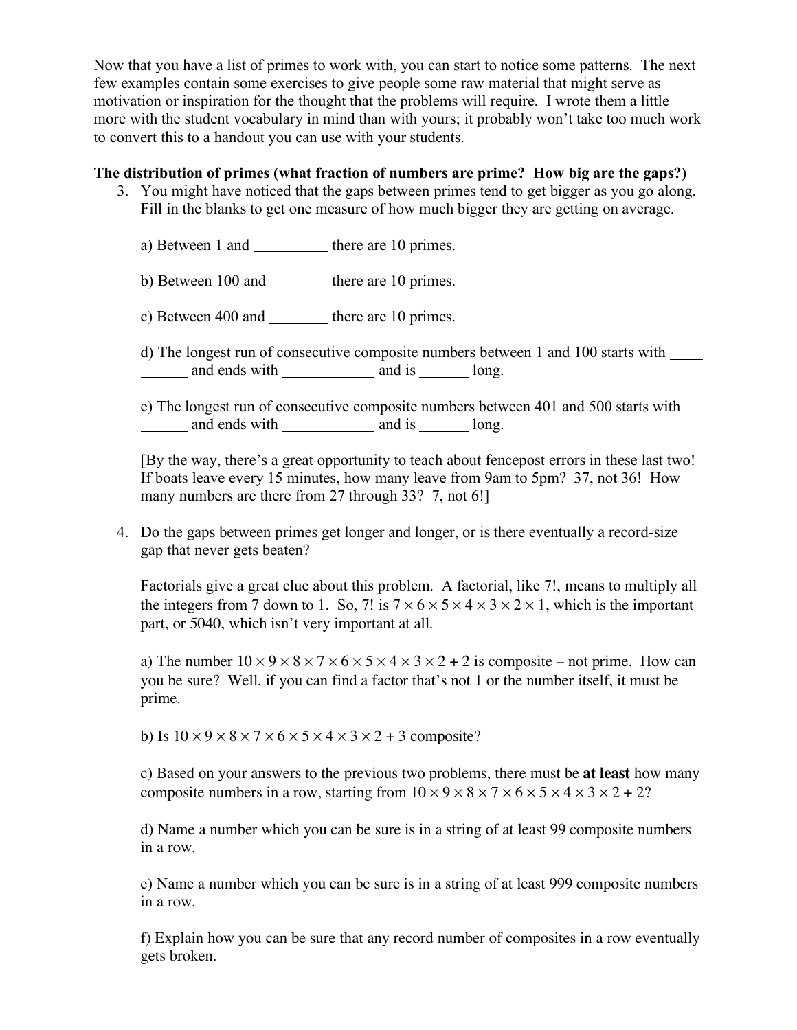Now that you have a list of primes to work with, you can start to notice some patterns. The next few examples contain some exercises to give people some raw material that might serve as motivation or inspiration for the thought that the problems will require. I wrote them a little more with the student vocabulary in mind than with yours; it probably won't take too much work to convert this to a handout you can use with your students.

**The distribution of primes (what fraction of numbers are prime? How big are the gaps?)**

3. You might have noticed that the gaps between primes tend to get bigger as you go along. Fill in the blanks to get one measure of how much bigger they are getting on average.

   a) Between 1 and __________ there are 10 primes.

   b) Between 100 and ________ there are 10 primes.

   c) Between 400 and ________ there are 10 primes.

   d) The longest run of consecutive composite numbers between 1 and 100 starts with ___________ and ends with ____________ and is _______ long.

   e) The longest run of consecutive composite numbers between 401 and 500 starts with _________ and ends with ____________ and is _______ long.

   [By the way, there's a great opportunity to teach about fencepost errors in these last two! If boats leave every 15 minutes, how many leave from 9am to 5pm? 37, not 36! How many numbers are there from 27 through 33? 7, not 6!]

4. Do the gaps between primes get longer and longer, or is there eventually a record-size gap that never gets beaten?

   Factorials give a great clue about this problem. A factorial, like 7!, means to multiply all the integers from 7 down to 1. So, 7! is $7 \times 6 \times 5 \times 4 \times 3 \times 2 \times 1$, which is the important part, or 5040, which isn't very important at all.

   a) The number $10 \times 9 \times 8 \times 7 \times 6 \times 5 \times 4 \times 3 \times 2 + 2$ is composite – not prime. How can you be sure? Well, if you can find a factor that's not 1 or the number itself, it must be prime.

   b) Is $10 \times 9 \times 8 \times 7 \times 6 \times 5 \times 4 \times 3 \times 2 + 3$ composite?

   c) Based on your answers to the previous two problems, there must be **at least** how many composite numbers in a row, starting from $10 \times 9 \times 8 \times 7 \times 6 \times 5 \times 4 \times 3 \times 2 + 2$?

   d) Name a number which you can be sure is in a string of at least 99 composite numbers in a row.

   e) Name a number which you can be sure is in a string of at least 999 composite numbers in a row.

   f) Explain how you can be sure that any record number of composites in a row eventually gets broken.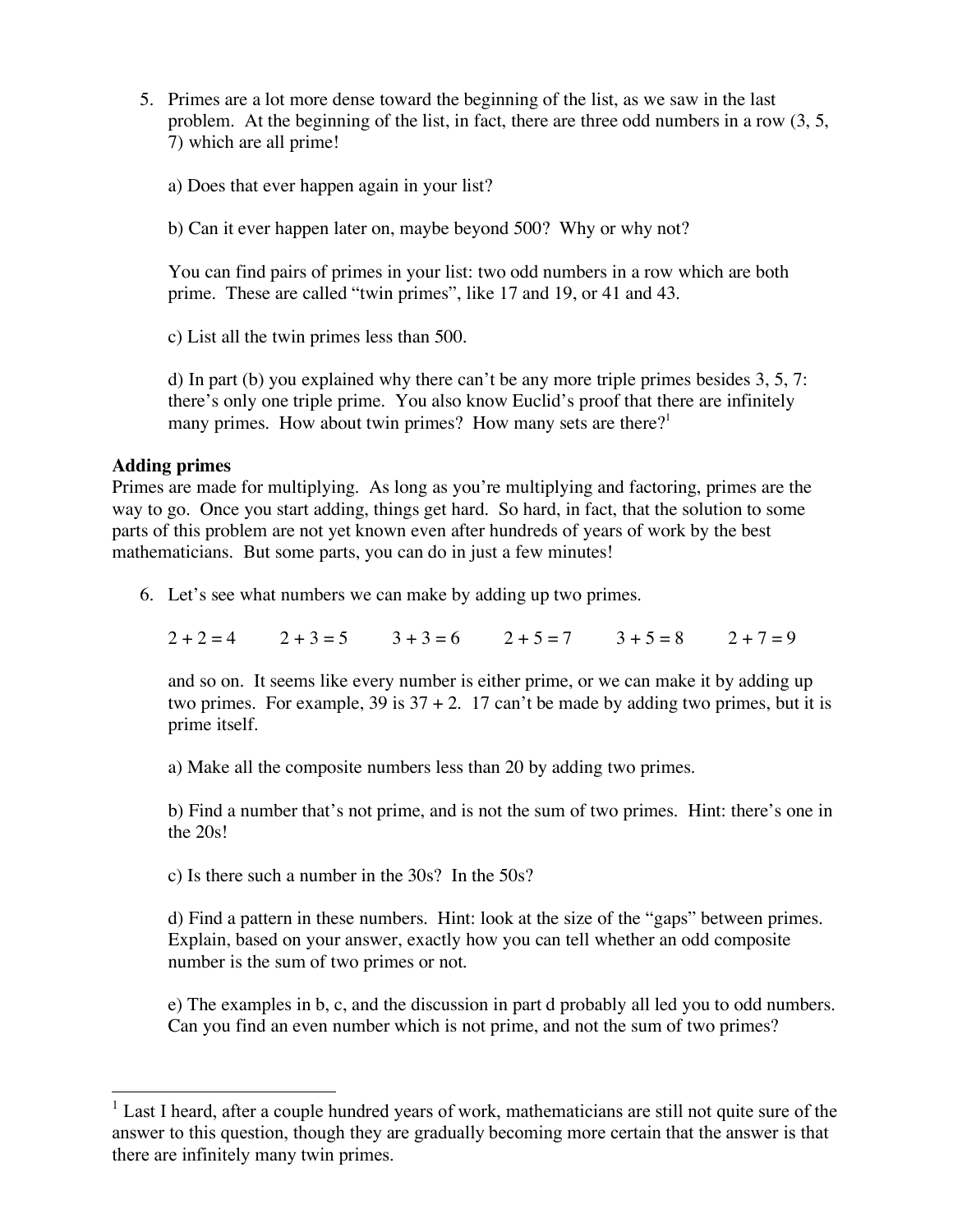5. Primes are a lot more dense toward the beginning of the list, as we saw in the last problem. At the beginning of the list, in fact, there are three odd numbers in a row (3, 5, 7) which are all prime!

   a) Does that ever happen again in your list?

   b) Can it ever happen later on, maybe beyond 500? Why or why not?

   You can find pairs of primes in your list: two odd numbers in a row which are both prime. These are called "twin primes", like 17 and 19, or 41 and 43.

   c) List all the twin primes less than 500.

   d) In part (b) you explained why there can't be any more triple primes besides 3, 5, 7: there's only one triple prime. You also know Euclid's proof that there are infinitely many primes. How about twin primes? How many sets are there?[1]

**Adding primes**

Primes are made for multiplying. As long as you're multiplying and factoring, primes are the way to go. Once you start adding, things get hard. So hard, in fact, that the solution to some parts of this problem are not yet known even after hundreds of years of work by the best mathematicians. But some parts, you can do in just a few minutes!

6. Let's see what numbers we can make by adding up two primes.

   $2 + 2 = 4$ $\quad$ $2 + 3 = 5$ $\quad$ $3 + 3 = 6$ $\quad$ $2 + 5 = 7$ $\quad$ $3 + 5 = 8$ $\quad$ $2 + 7 = 9$

   and so on. It seems like every number is either prime, or we can make it by adding up two primes. For example, 39 is $37 + 2$. 17 can't be made by adding two primes, but it is prime itself.

   a) Make all the composite numbers less than 20 by adding two primes.

   b) Find a number that's not prime, and is not the sum of two primes. Hint: there's one in the 20s!

   c) Is there such a number in the 30s? In the 50s?

   d) Find a pattern in these numbers. Hint: look at the size of the "gaps" between primes. Explain, based on your answer, exactly how you can tell whether an odd composite number is the sum of two primes or not.

   e) The examples in b, c, and the discussion in part d probably all led you to odd numbers. Can you find an even number which is not prime, and not the sum of two primes?

---

[1] Last I heard, after a couple hundred years of work, mathematicians are still not quite sure of the answer to this question, though they are gradually becoming more certain that the answer is that there are infinitely many twin primes.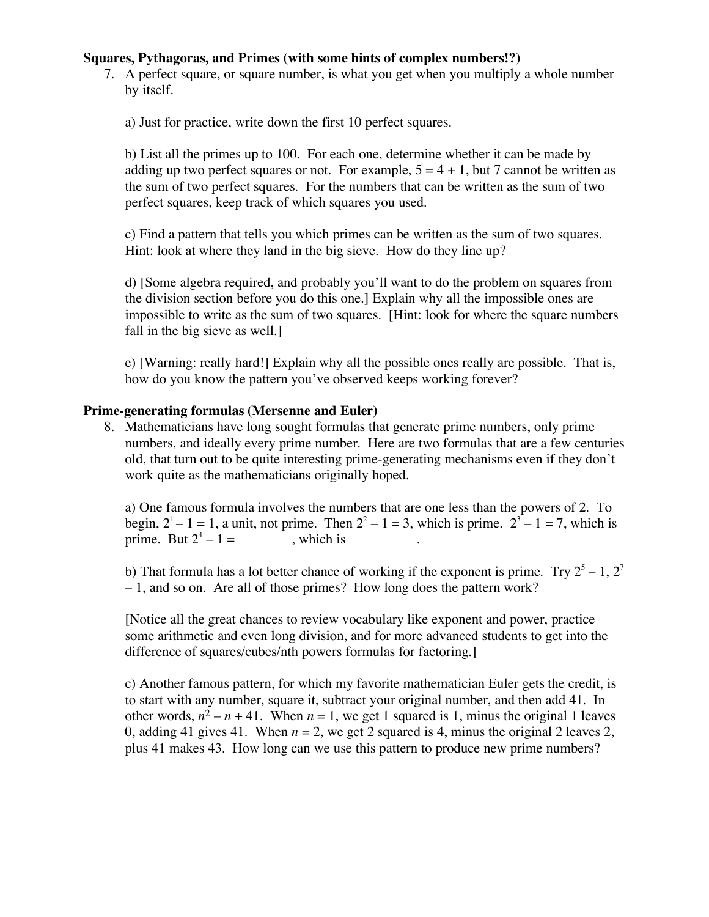**Squares, Pythagoras, and Primes (with some hints of complex numbers!?)**

7. A perfect square, or square number, is what you get when you multiply a whole number by itself.

   a) Just for practice, write down the first 10 perfect squares.

   b) List all the primes up to 100. For each one, determine whether it can be made by adding up two perfect squares or not. For example, $5 = 4 + 1$, but 7 cannot be written as the sum of two perfect squares. For the numbers that can be written as the sum of two perfect squares, keep track of which squares you used.

   c) Find a pattern that tells you which primes can be written as the sum of two squares. Hint: look at where they land in the big sieve. How do they line up?

   d) [Some algebra required, and probably you'll want to do the problem on squares from the division section before you do this one.] Explain why all the impossible ones are impossible to write as the sum of two squares. [Hint: look for where the square numbers fall in the big sieve as well.]

   e) [Warning: really hard!] Explain why all the possible ones really are possible. That is, how do you know the pattern you've observed keeps working forever?

**Prime-generating formulas (Mersenne and Euler)**

8. Mathematicians have long sought formulas that generate prime numbers, only prime numbers, and ideally every prime number. Here are two formulas that are a few centuries old, that turn out to be quite interesting prime-generating mechanisms even if they don't work quite as the mathematicians originally hoped.

   a) One famous formula involves the numbers that are one less than the powers of 2. To begin, $2^1 - 1 = 1$, a unit, not prime. Then $2^2 - 1 = 3$, which is prime. $2^3 - 1 = 7$, which is prime. But $2^4 - 1 =$ ________, which is __________.

   b) That formula has a lot better chance of working if the exponent is prime. Try $2^5 - 1$, $2^7 - 1$, and so on. Are all of those primes? How long does the pattern work?

   [Notice all the great chances to review vocabulary like exponent and power, practice some arithmetic and even long division, and for more advanced students to get into the difference of squares/cubes/nth powers formulas for factoring.]

   c) Another famous pattern, for which my favorite mathematician Euler gets the credit, is to start with any number, square it, subtract your original number, and then add 41. In other words, $n^2 - n + 41$. When $n = 1$, we get 1 squared is 1, minus the original 1 leaves 0, adding 41 gives 41. When $n = 2$, we get 2 squared is 4, minus the original 2 leaves 2, plus 41 makes 43. How long can we use this pattern to produce new prime numbers?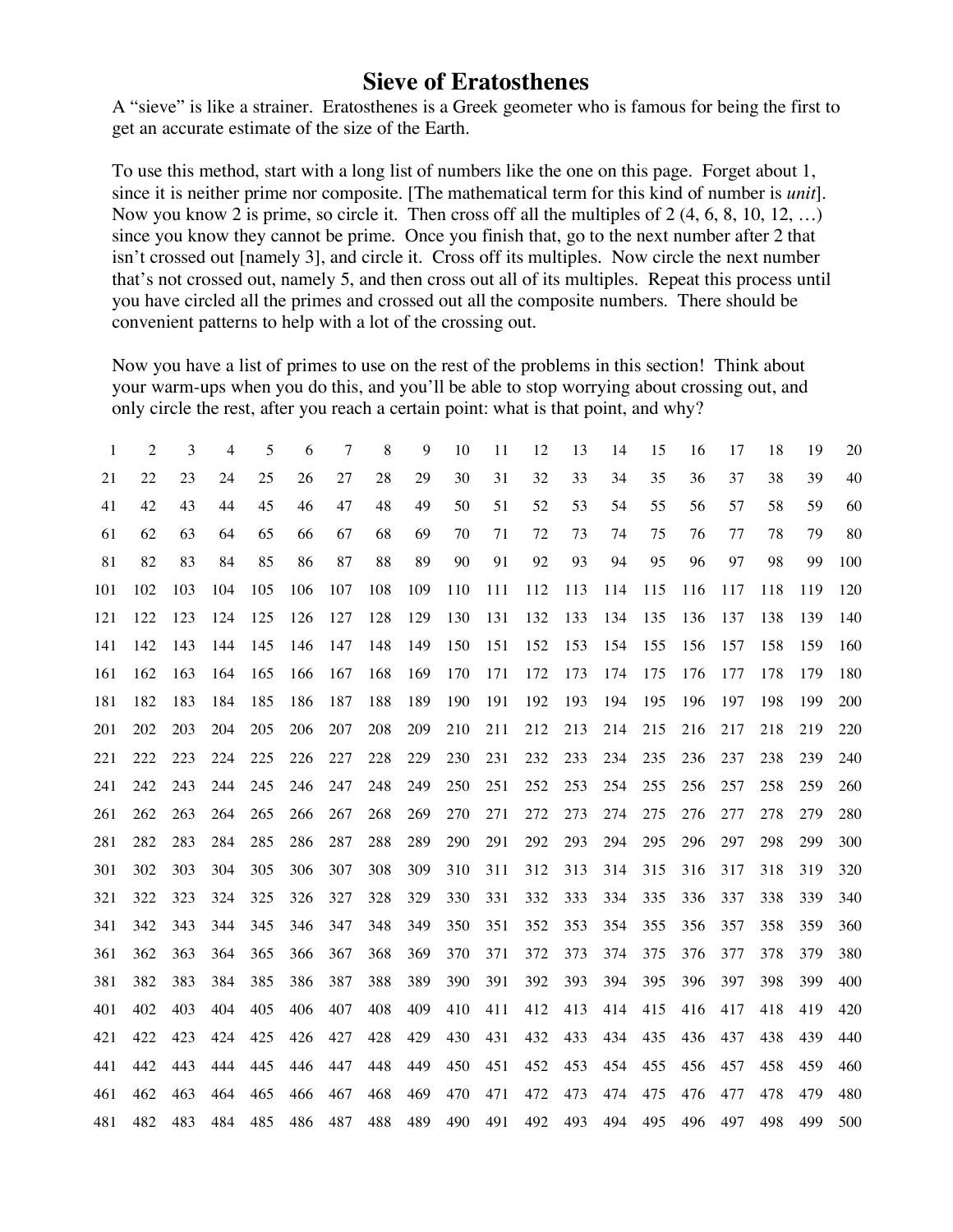# Sieve of Eratosthenes

A "sieve" is like a strainer. Eratosthenes is a Greek geometer who is famous for being the first to get an accurate estimate of the size of the Earth.

To use this method, start with a long list of numbers like the one on this page. Forget about 1, since it is neither prime nor composite. [The mathematical term for this kind of number is *unit*]. Now you know 2 is prime, so circle it. Then cross off all the multiples of 2 (4, 6, 8, 10, 12, …) since you know they cannot be prime. Once you finish that, go to the next number after 2 that isn't crossed out [namely 3], and circle it. Cross off its multiples. Now circle the next number that's not crossed out, namely 5, and then cross out all of its multiples. Repeat this process until you have circled all the primes and crossed out all the composite numbers. There should be convenient patterns to help with a lot of the crossing out.

Now you have a list of primes to use on the rest of the problems in this section! Think about your warm-ups when you do this, and you'll be able to stop worrying about crossing out, and only circle the rest, after you reach a certain point: what is that point, and why?

| | | | | | | | | | | | | | | | | | | | |
|---|---|---|---|---|---|---|---|---|---|---|---|---|---|---|---|---|---|---|---|
| 1 | 2 | 3 | 4 | 5 | 6 | 7 | 8 | 9 | 10 | 11 | 12 | 13 | 14 | 15 | 16 | 17 | 18 | 19 | 20 |
| 21 | 22 | 23 | 24 | 25 | 26 | 27 | 28 | 29 | 30 | 31 | 32 | 33 | 34 | 35 | 36 | 37 | 38 | 39 | 40 |
| 41 | 42 | 43 | 44 | 45 | 46 | 47 | 48 | 49 | 50 | 51 | 52 | 53 | 54 | 55 | 56 | 57 | 58 | 59 | 60 |
| 61 | 62 | 63 | 64 | 65 | 66 | 67 | 68 | 69 | 70 | 71 | 72 | 73 | 74 | 75 | 76 | 77 | 78 | 79 | 80 |
| 81 | 82 | 83 | 84 | 85 | 86 | 87 | 88 | 89 | 90 | 91 | 92 | 93 | 94 | 95 | 96 | 97 | 98 | 99 | 100 |
| 101 | 102 | 103 | 104 | 105 | 106 | 107 | 108 | 109 | 110 | 111 | 112 | 113 | 114 | 115 | 116 | 117 | 118 | 119 | 120 |
| 121 | 122 | 123 | 124 | 125 | 126 | 127 | 128 | 129 | 130 | 131 | 132 | 133 | 134 | 135 | 136 | 137 | 138 | 139 | 140 |
| 141 | 142 | 143 | 144 | 145 | 146 | 147 | 148 | 149 | 150 | 151 | 152 | 153 | 154 | 155 | 156 | 157 | 158 | 159 | 160 |
| 161 | 162 | 163 | 164 | 165 | 166 | 167 | 168 | 169 | 170 | 171 | 172 | 173 | 174 | 175 | 176 | 177 | 178 | 179 | 180 |
| 181 | 182 | 183 | 184 | 185 | 186 | 187 | 188 | 189 | 190 | 191 | 192 | 193 | 194 | 195 | 196 | 197 | 198 | 199 | 200 |
| 201 | 202 | 203 | 204 | 205 | 206 | 207 | 208 | 209 | 210 | 211 | 212 | 213 | 214 | 215 | 216 | 217 | 218 | 219 | 220 |
| 221 | 222 | 223 | 224 | 225 | 226 | 227 | 228 | 229 | 230 | 231 | 232 | 233 | 234 | 235 | 236 | 237 | 238 | 239 | 240 |
| 241 | 242 | 243 | 244 | 245 | 246 | 247 | 248 | 249 | 250 | 251 | 252 | 253 | 254 | 255 | 256 | 257 | 258 | 259 | 260 |
| 261 | 262 | 263 | 264 | 265 | 266 | 267 | 268 | 269 | 270 | 271 | 272 | 273 | 274 | 275 | 276 | 277 | 278 | 279 | 280 |
| 281 | 282 | 283 | 284 | 285 | 286 | 287 | 288 | 289 | 290 | 291 | 292 | 293 | 294 | 295 | 296 | 297 | 298 | 299 | 300 |
| 301 | 302 | 303 | 304 | 305 | 306 | 307 | 308 | 309 | 310 | 311 | 312 | 313 | 314 | 315 | 316 | 317 | 318 | 319 | 320 |
| 321 | 322 | 323 | 324 | 325 | 326 | 327 | 328 | 329 | 330 | 331 | 332 | 333 | 334 | 335 | 336 | 337 | 338 | 339 | 340 |
| 341 | 342 | 343 | 344 | 345 | 346 | 347 | 348 | 349 | 350 | 351 | 352 | 353 | 354 | 355 | 356 | 357 | 358 | 359 | 360 |
| 361 | 362 | 363 | 364 | 365 | 366 | 367 | 368 | 369 | 370 | 371 | 372 | 373 | 374 | 375 | 376 | 377 | 378 | 379 | 380 |
| 381 | 382 | 383 | 384 | 385 | 386 | 387 | 388 | 389 | 390 | 391 | 392 | 393 | 394 | 395 | 396 | 397 | 398 | 399 | 400 |
| 401 | 402 | 403 | 404 | 405 | 406 | 407 | 408 | 409 | 410 | 411 | 412 | 413 | 414 | 415 | 416 | 417 | 418 | 419 | 420 |
| 421 | 422 | 423 | 424 | 425 | 426 | 427 | 428 | 429 | 430 | 431 | 432 | 433 | 434 | 435 | 436 | 437 | 438 | 439 | 440 |
| 441 | 442 | 443 | 444 | 445 | 446 | 447 | 448 | 449 | 450 | 451 | 452 | 453 | 454 | 455 | 456 | 457 | 458 | 459 | 460 |
| 461 | 462 | 463 | 464 | 465 | 466 | 467 | 468 | 469 | 470 | 471 | 472 | 473 | 474 | 475 | 476 | 477 | 478 | 479 | 480 |
| 481 | 482 | 483 | 484 | 485 | 486 | 487 | 488 | 489 | 490 | 491 | 492 | 493 | 494 | 495 | 496 | 497 | 498 | 499 | 500 |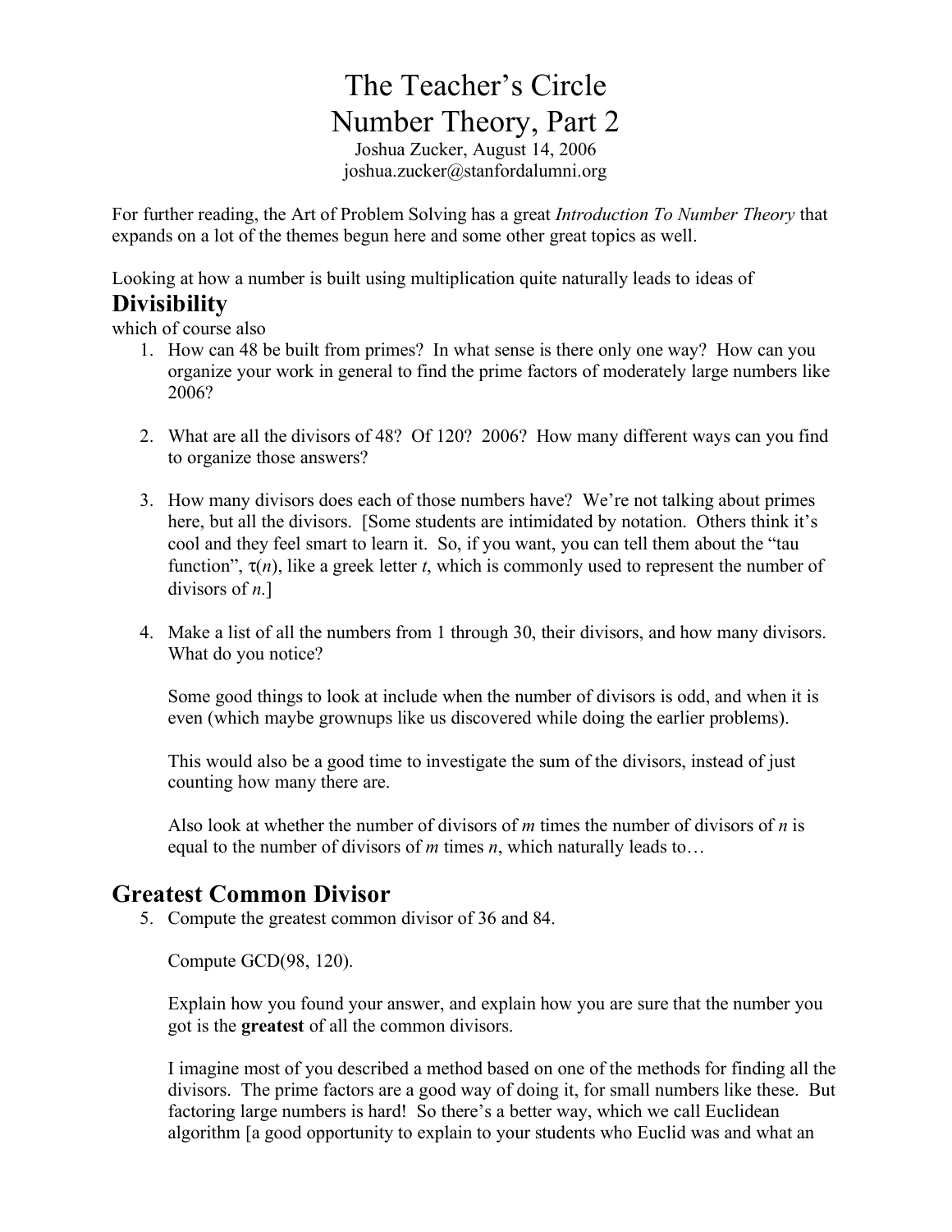# The Teacher's Circle
# Number Theory, Part 2

Joshua Zucker, August 14, 2006
joshua.zucker@stanfordalumni.org

For further reading, the Art of Problem Solving has a great *Introduction To Number Theory* that expands on a lot of the themes begun here and some other great topics as well.

Looking at how a number is built using multiplication quite naturally leads to ideas of

## Divisibility

which of course also

1. How can 48 be built from primes? In what sense is there only one way? How can you organize your work in general to find the prime factors of moderately large numbers like 2006?

2. What are all the divisors of 48? Of 120? 2006? How many different ways can you find to organize those answers?

3. How many divisors does each of those numbers have? We're not talking about primes here, but all the divisors. [Some students are intimidated by notation. Others think it's cool and they feel smart to learn it. So, if you want, you can tell them about the "tau function", $\tau(n)$, like a greek letter *t*, which is commonly used to represent the number of divisors of *n*.]

4. Make a list of all the numbers from 1 through 30, their divisors, and how many divisors. What do you notice?

   Some good things to look at include when the number of divisors is odd, and when it is even (which maybe grownups like us discovered while doing the earlier problems).

   This would also be a good time to investigate the sum of the divisors, instead of just counting how many there are.

   Also look at whether the number of divisors of *m* times the number of divisors of *n* is equal to the number of divisors of *m* times *n*, which naturally leads to…

## Greatest Common Divisor

5. Compute the greatest common divisor of 36 and 84.

   Compute GCD(98, 120).

   Explain how you found your answer, and explain how you are sure that the number you got is the **greatest** of all the common divisors.

   I imagine most of you described a method based on one of the methods for finding all the divisors. The prime factors are a good way of doing it, for small numbers like these. But factoring large numbers is hard! So there's a better way, which we call Euclidean algorithm [a good opportunity to explain to your students who Euclid was and what an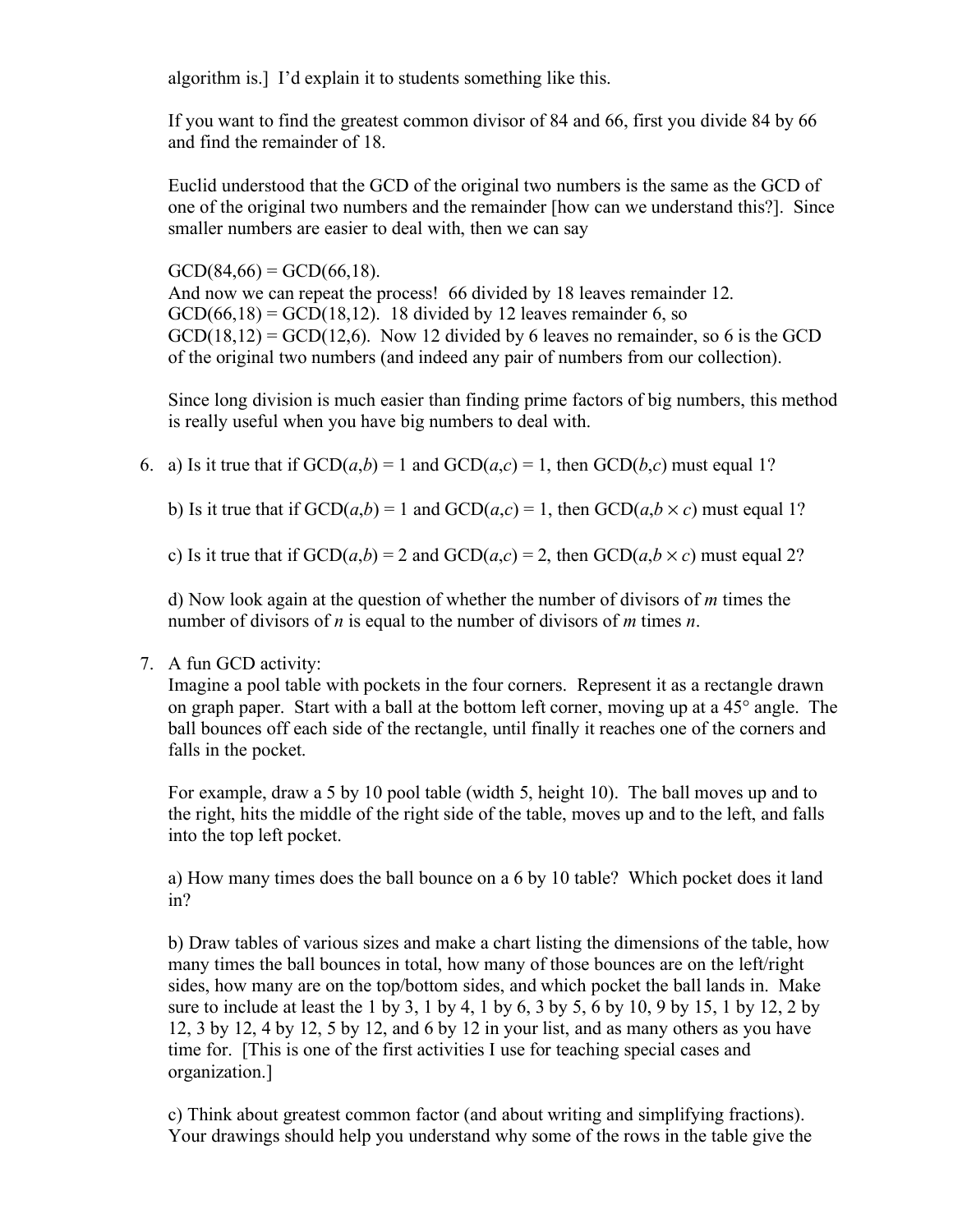algorithm is.] I'd explain it to students something like this.

If you want to find the greatest common divisor of 84 and 66, first you divide 84 by 66 and find the remainder of 18.

Euclid understood that the GCD of the original two numbers is the same as the GCD of one of the original two numbers and the remainder [how can we understand this?]. Since smaller numbers are easier to deal with, then we can say

GCD(84,66) = GCD(66,18).
And now we can repeat the process! 66 divided by 18 leaves remainder 12.
GCD(66,18) = GCD(18,12). 18 divided by 12 leaves remainder 6, so
GCD(18,12) = GCD(12,6). Now 12 divided by 6 leaves no remainder, so 6 is the GCD of the original two numbers (and indeed any pair of numbers from our collection).

Since long division is much easier than finding prime factors of big numbers, this method is really useful when you have big numbers to deal with.

6. a) Is it true that if GCD($a$,$b$) = 1 and GCD($a$,$c$) = 1, then GCD($b$,$c$) must equal 1?

   b) Is it true that if GCD($a$,$b$) = 1 and GCD($a$,$c$) = 1, then GCD($a$,$b \times c$) must equal 1?

   c) Is it true that if GCD($a$,$b$) = 2 and GCD($a$,$c$) = 2, then GCD($a$,$b \times c$) must equal 2?

   d) Now look again at the question of whether the number of divisors of $m$ times the number of divisors of $n$ is equal to the number of divisors of $m$ times $n$.

7. A fun GCD activity:
   Imagine a pool table with pockets in the four corners. Represent it as a rectangle drawn on graph paper. Start with a ball at the bottom left corner, moving up at a 45° angle. The ball bounces off each side of the rectangle, until finally it reaches one of the corners and falls in the pocket.

   For example, draw a 5 by 10 pool table (width 5, height 10). The ball moves up and to the right, hits the middle of the right side of the table, moves up and to the left, and falls into the top left pocket.

   a) How many times does the ball bounce on a 6 by 10 table? Which pocket does it land in?

   b) Draw tables of various sizes and make a chart listing the dimensions of the table, how many times the ball bounces in total, how many of those bounces are on the left/right sides, how many are on the top/bottom sides, and which pocket the ball lands in. Make sure to include at least the 1 by 3, 1 by 4, 1 by 6, 3 by 5, 6 by 10, 9 by 15, 1 by 12, 2 by 12, 3 by 12, 4 by 12, 5 by 12, and 6 by 12 in your list, and as many others as you have time for. [This is one of the first activities I use for teaching special cases and organization.]

   c) Think about greatest common factor (and about writing and simplifying fractions). Your drawings should help you understand why some of the rows in the table give the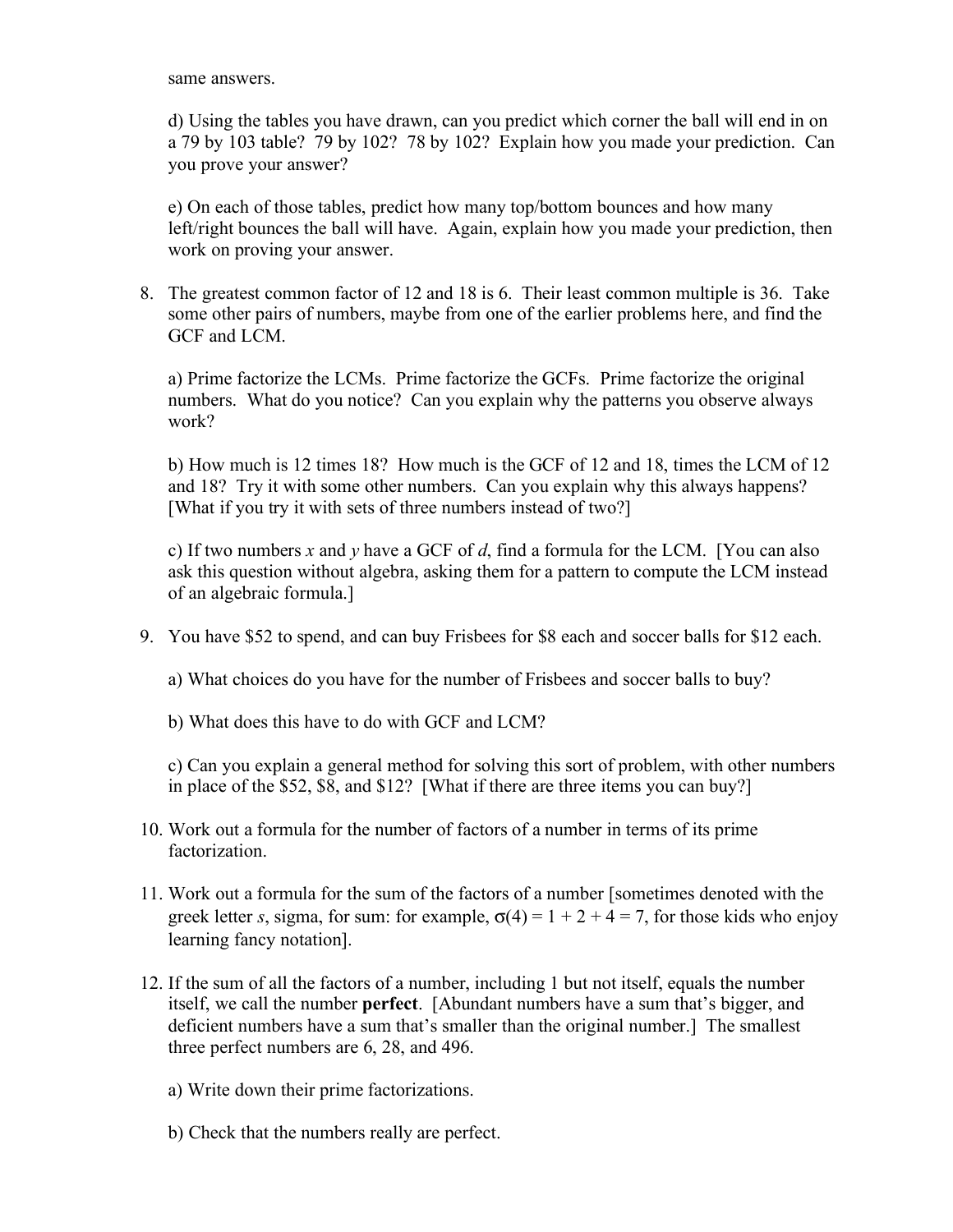same answers.

d) Using the tables you have drawn, can you predict which corner the ball will end in on a 79 by 103 table? 79 by 102? 78 by 102? Explain how you made your prediction. Can you prove your answer?

e) On each of those tables, predict how many top/bottom bounces and how many left/right bounces the ball will have. Again, explain how you made your prediction, then work on proving your answer.

8. The greatest common factor of 12 and 18 is 6. Their least common multiple is 36. Take some other pairs of numbers, maybe from one of the earlier problems here, and find the GCF and LCM.

   a) Prime factorize the LCMs. Prime factorize the GCFs. Prime factorize the original numbers. What do you notice? Can you explain why the patterns you observe always work?

   b) How much is 12 times 18? How much is the GCF of 12 and 18, times the LCM of 12 and 18? Try it with some other numbers. Can you explain why this always happens? [What if you try it with sets of three numbers instead of two?]

   c) If two numbers $x$ and $y$ have a GCF of $d$, find a formula for the LCM. [You can also ask this question without algebra, asking them for a pattern to compute the LCM instead of an algebraic formula.]

9. You have $52 to spend, and can buy Frisbees for $8 each and soccer balls for $12 each.

   a) What choices do you have for the number of Frisbees and soccer balls to buy?

   b) What does this have to do with GCF and LCM?

   c) Can you explain a general method for solving this sort of problem, with other numbers in place of the $52, $8, and $12? [What if there are three items you can buy?]

10. Work out a formula for the number of factors of a number in terms of its prime factorization.

11. Work out a formula for the sum of the factors of a number [sometimes denoted with the greek letter *s*, sigma, for sum: for example, $\sigma(4) = 1 + 2 + 4 = 7$, for those kids who enjoy learning fancy notation].

12. If the sum of all the factors of a number, including 1 but not itself, equals the number itself, we call the number **perfect**. [Abundant numbers have a sum that's bigger, and deficient numbers have a sum that's smaller than the original number.] The smallest three perfect numbers are 6, 28, and 496.

    a) Write down their prime factorizations.

    b) Check that the numbers really are perfect.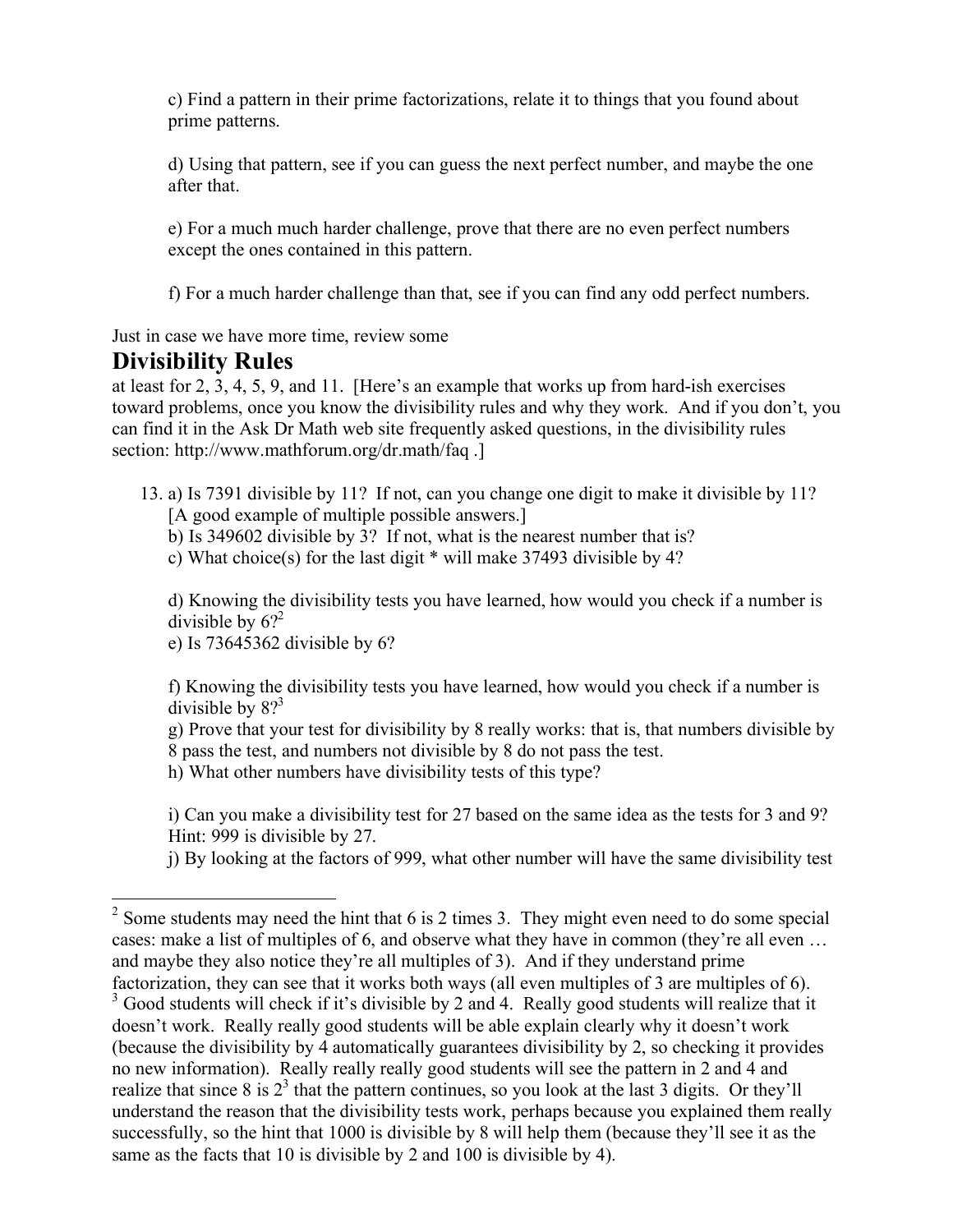c) Find a pattern in their prime factorizations, relate it to things that you found about prime patterns.

d) Using that pattern, see if you can guess the next perfect number, and maybe the one after that.

e) For a much much harder challenge, prove that there are no even perfect numbers except the ones contained in this pattern.

f) For a much harder challenge than that, see if you can find any odd perfect numbers.

Just in case we have more time, review some

## Divisibility Rules

at least for 2, 3, 4, 5, 9, and 11. [Here's an example that works up from hard-ish exercises toward problems, once you know the divisibility rules and why they work. And if you don't, you can find it in the Ask Dr Math web site frequently asked questions, in the divisibility rules section: http://www.mathforum.org/dr.math/faq .]

13. a) Is 7391 divisible by 11? If not, can you change one digit to make it divisible by 11? [A good example of multiple possible answers.]
    b) Is 349602 divisible by 3? If not, what is the nearest number that is?
    c) What choice(s) for the last digit * will make 37493 divisible by 4?

    d) Knowing the divisibility tests you have learned, how would you check if a number is divisible by 6?[2]
    e) Is 73645362 divisible by 6?

    f) Knowing the divisibility tests you have learned, how would you check if a number is divisible by 8?[3]
    g) Prove that your test for divisibility by 8 really works: that is, that numbers divisible by 8 pass the test, and numbers not divisible by 8 do not pass the test.
    h) What other numbers have divisibility tests of this type?

    i) Can you make a divisibility test for 27 based on the same idea as the tests for 3 and 9? Hint: 999 is divisible by 27.
    j) By looking at the factors of 999, what other number will have the same divisibility test

---

[2] Some students may need the hint that 6 is 2 times 3. They might even need to do some special cases: make a list of multiples of 6, and observe what they have in common (they're all even … and maybe they also notice they're all multiples of 3). And if they understand prime factorization, they can see that it works both ways (all even multiples of 3 are multiples of 6).

[3] Good students will check if it's divisible by 2 and 4. Really good students will realize that it doesn't work. Really really good students will be able explain clearly why it doesn't work (because the divisibility by 4 automatically guarantees divisibility by 2, so checking it provides no new information). Really really really good students will see the pattern in 2 and 4 and realize that since 8 is $2^3$ that the pattern continues, so you look at the last 3 digits. Or they'll understand the reason that the divisibility tests work, perhaps because you explained them really successfully, so the hint that 1000 is divisible by 8 will help them (because they'll see it as the same as the facts that 10 is divisible by 2 and 100 is divisible by 4).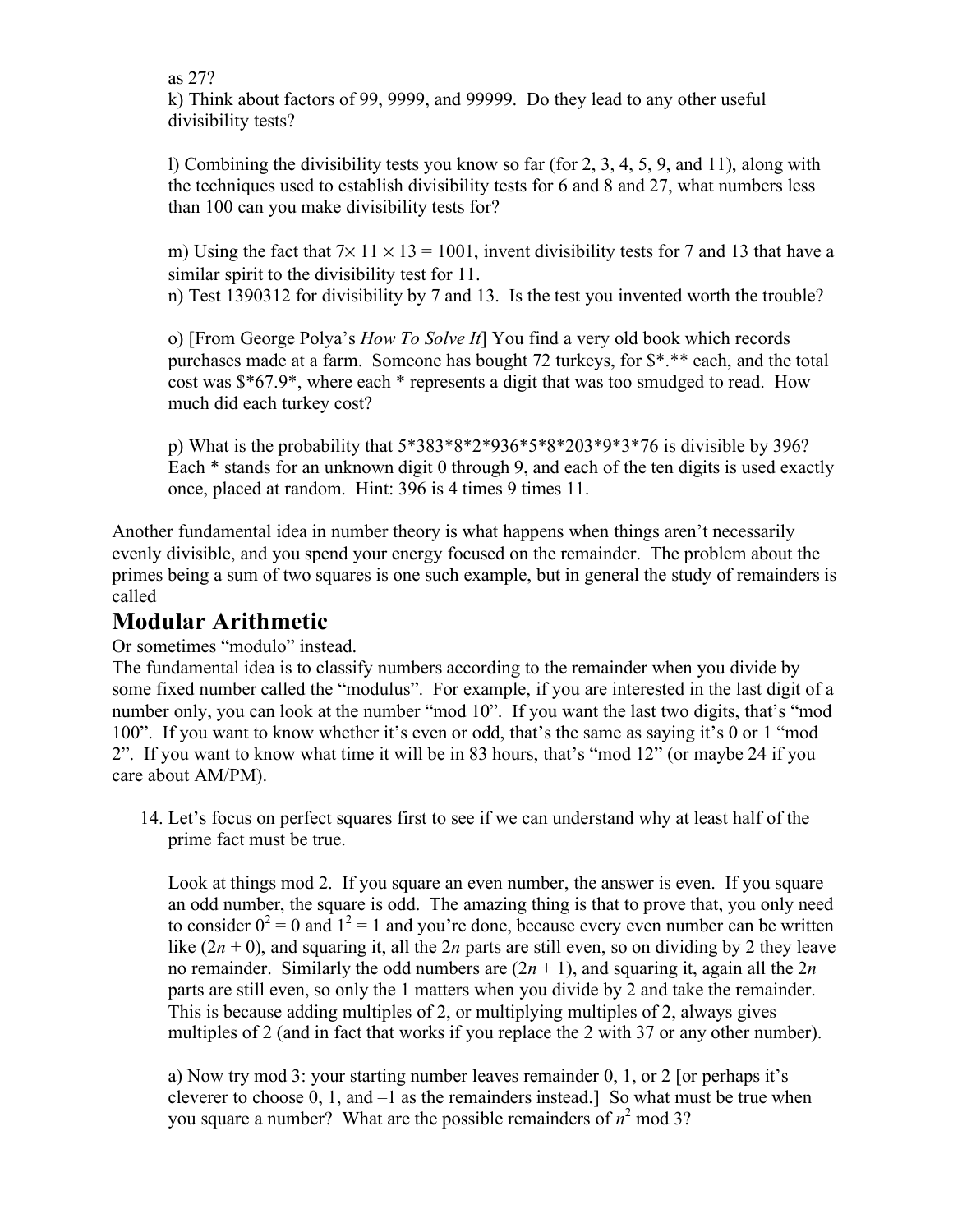as 27?

k) Think about factors of 99, 9999, and 99999. Do they lead to any other useful divisibility tests?

l) Combining the divisibility tests you know so far (for 2, 3, 4, 5, 9, and 11), along with the techniques used to establish divisibility tests for 6 and 8 and 27, what numbers less than 100 can you make divisibility tests for?

m) Using the fact that $7 \times 11 \times 13 = 1001$, invent divisibility tests for 7 and 13 that have a similar spirit to the divisibility test for 11.

n) Test 1390312 for divisibility by 7 and 13. Is the test you invented worth the trouble?

o) [From George Polya's *How To Solve It*] You find a very old book which records purchases made at a farm. Someone has bought 72 turkeys, for $*.** each, and the total cost was $*67.9*, where each * represents a digit that was too smudged to read. How much did each turkey cost?

p) What is the probability that 5*383*8*2*936*5*8*203*9*3*76 is divisible by 396? Each * stands for an unknown digit 0 through 9, and each of the ten digits is used exactly once, placed at random. Hint: 396 is 4 times 9 times 11.

Another fundamental idea in number theory is what happens when things aren't necessarily evenly divisible, and you spend your energy focused on the remainder. The problem about the primes being a sum of two squares is one such example, but in general the study of remainders is called

## Modular Arithmetic

Or sometimes "modulo" instead.

The fundamental idea is to classify numbers according to the remainder when you divide by some fixed number called the "modulus". For example, if you are interested in the last digit of a number only, you can look at the number "mod 10". If you want the last two digits, that's "mod 100". If you want to know whether it's even or odd, that's the same as saying it's 0 or 1 "mod 2". If you want to know what time it will be in 83 hours, that's "mod 12" (or maybe 24 if you care about AM/PM).

14. Let's focus on perfect squares first to see if we can understand why at least half of the prime fact must be true.

    Look at things mod 2. If you square an even number, the answer is even. If you square an odd number, the square is odd. The amazing thing is that to prove that, you only need to consider $0^2 = 0$ and $1^2 = 1$ and you're done, because every even number can be written like $(2n + 0)$, and squaring it, all the $2n$ parts are still even, so on dividing by 2 they leave no remainder. Similarly the odd numbers are $(2n + 1)$, and squaring it, again all the $2n$ parts are still even, so only the 1 matters when you divide by 2 and take the remainder. This is because adding multiples of 2, or multiplying multiples of 2, always gives multiples of 2 (and in fact that works if you replace the 2 with 37 or any other number).

    a) Now try mod 3: your starting number leaves remainder 0, 1, or 2 [or perhaps it's cleverer to choose 0, 1, and $-1$ as the remainders instead.] So what must be true when you square a number? What are the possible remainders of $n^2$ mod 3?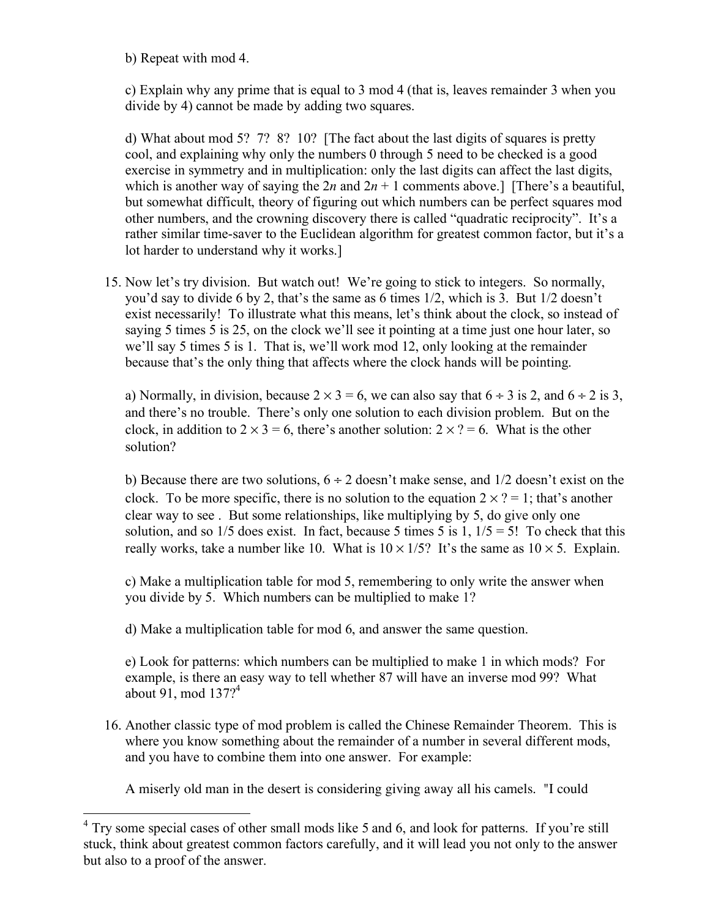b) Repeat with mod 4.

c) Explain why any prime that is equal to 3 mod 4 (that is, leaves remainder 3 when you divide by 4) cannot be made by adding two squares.

d) What about mod 5? 7? 8? 10? [The fact about the last digits of squares is pretty cool, and explaining why only the numbers 0 through 5 need to be checked is a good exercise in symmetry and in multiplication: only the last digits can affect the last digits, which is another way of saying the $2n$ and $2n + 1$ comments above.] [There's a beautiful, but somewhat difficult, theory of figuring out which numbers can be perfect squares mod other numbers, and the crowning discovery there is called "quadratic reciprocity". It's a rather similar time-saver to the Euclidean algorithm for greatest common factor, but it's a lot harder to understand why it works.]

15. Now let's try division. But watch out! We're going to stick to integers. So normally, you'd say to divide 6 by 2, that's the same as 6 times 1/2, which is 3. But 1/2 doesn't exist necessarily! To illustrate what this means, let's think about the clock, so instead of saying 5 times 5 is 25, on the clock we'll see it pointing at a time just one hour later, so we'll say 5 times 5 is 1. That is, we'll work mod 12, only looking at the remainder because that's the only thing that affects where the clock hands will be pointing.

    a) Normally, in division, because $2 \times 3 = 6$, we can also say that $6 \div 3$ is 2, and $6 \div 2$ is 3, and there's no trouble. There's only one solution to each division problem. But on the clock, in addition to $2 \times 3 = 6$, there's another solution: $2 \times ? = 6$. What is the other solution?

    b) Because there are two solutions, $6 \div 2$ doesn't make sense, and 1/2 doesn't exist on the clock. To be more specific, there is no solution to the equation $2 \times ? = 1$; that's another clear way to see . But some relationships, like multiplying by 5, do give only one solution, and so 1/5 does exist. In fact, because 5 times 5 is 1, 1/5 = 5! To check that this really works, take a number like 10. What is $10 \times 1/5$? It's the same as $10 \times 5$. Explain.

    c) Make a multiplication table for mod 5, remembering to only write the answer when you divide by 5. Which numbers can be multiplied to make 1?

    d) Make a multiplication table for mod 6, and answer the same question.

    e) Look for patterns: which numbers can be multiplied to make 1 in which mods? For example, is there an easy way to tell whether 87 will have an inverse mod 99? What about 91, mod 137?[4]

16. Another classic type of mod problem is called the Chinese Remainder Theorem. This is where you know something about the remainder of a number in several different mods, and you have to combine them into one answer. For example:

    A miserly old man in the desert is considering giving away all his camels. "I could

[4] Try some special cases of other small mods like 5 and 6, and look for patterns. If you're still stuck, think about greatest common factors carefully, and it will lead you not only to the answer but also to a proof of the answer.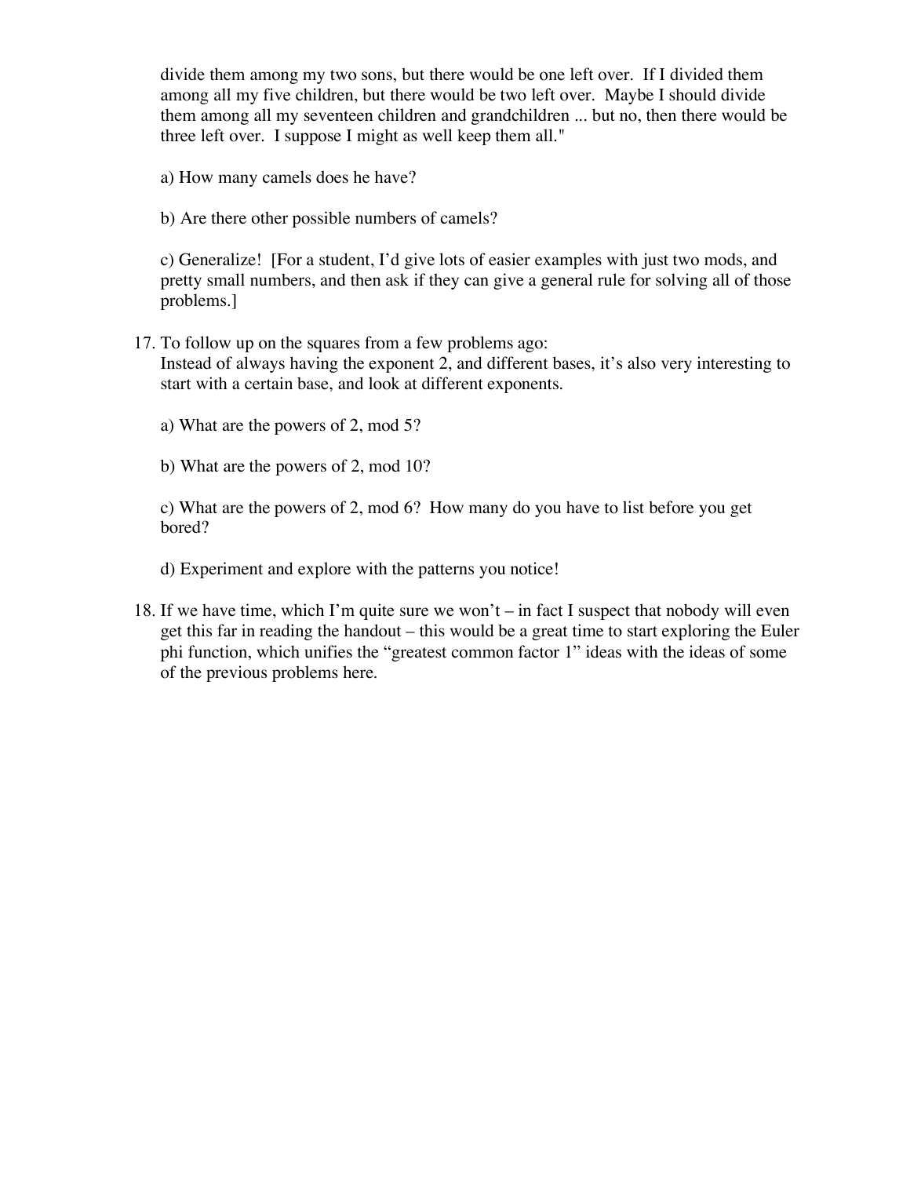divide them among my two sons, but there would be one left over. If I divided them among all my five children, but there would be two left over. Maybe I should divide them among all my seventeen children and grandchildren ... but no, then there would be three left over. I suppose I might as well keep them all."

a) How many camels does he have?

b) Are there other possible numbers of camels?

c) Generalize! [For a student, I'd give lots of easier examples with just two mods, and pretty small numbers, and then ask if they can give a general rule for solving all of those problems.]

17. To follow up on the squares from a few problems ago:
    Instead of always having the exponent 2, and different bases, it's also very interesting to start with a certain base, and look at different exponents.

    a) What are the powers of 2, mod 5?

    b) What are the powers of 2, mod 10?

    c) What are the powers of 2, mod 6? How many do you have to list before you get bored?

    d) Experiment and explore with the patterns you notice!

18. If we have time, which I'm quite sure we won't – in fact I suspect that nobody will even get this far in reading the handout – this would be a great time to start exploring the Euler phi function, which unifies the "greatest common factor 1" ideas with the ideas of some of the previous problems here.